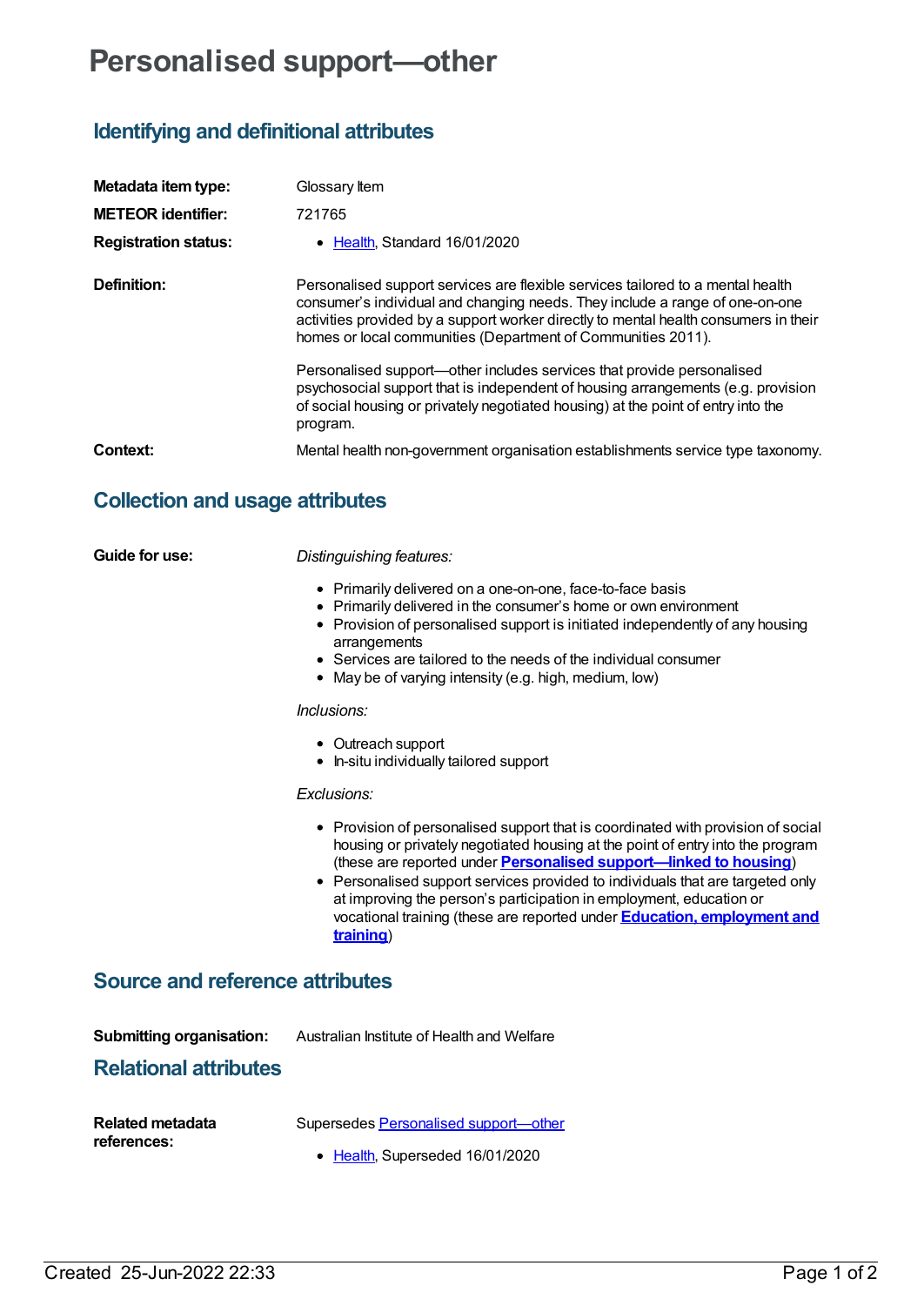# Personalised support—other

## Identifying and definitional attributes

| | |
|---|---|
| **Metadata item type:** | Glossary Item |
| **METEOR identifier:** | 721765 |
| **Registration status:** | • Health, Standard 16/01/2020 |
| **Definition:** | Personalised support services are flexible services tailored to a mental health consumer's individual and changing needs. They include a range of one-on-one activities provided by a support worker directly to mental health consumers in their homes or local communities (Department of Communities 2011).<br><br>Personalised support—other includes services that provide personalised psychosocial support that is independent of housing arrangements (e.g. provision of social housing or privately negotiated housing) at the point of entry into the program. |
| **Context:** | Mental health non-government organisation establishments service type taxonomy. |

## Collection and usage attributes

**Guide for use:**

*Distinguishing features:*

- Primarily delivered on a one-on-one, face-to-face basis
- Primarily delivered in the consumer's home or own environment
- Provision of personalised support is initiated independently of any housing arrangements
- Services are tailored to the needs of the individual consumer
- May be of varying intensity (e.g. high, medium, low)

*Inclusions:*

- Outreach support
- In-situ individually tailored support

*Exclusions:*

- Provision of personalised support that is coordinated with provision of social housing or privately negotiated housing at the point of entry into the program (these are reported under **Personalised support—linked to housing**)
- Personalised support services provided to individuals that are targeted only at improving the person's participation in employment, education or vocational training (these are reported under **Education, employment and training**)

## Source and reference attributes

**Submitting organisation:** Australian Institute of Health and Welfare

## Relational attributes

**Related metadata references:**

Supersedes Personalised support—other

- Health, Superseded 16/01/2020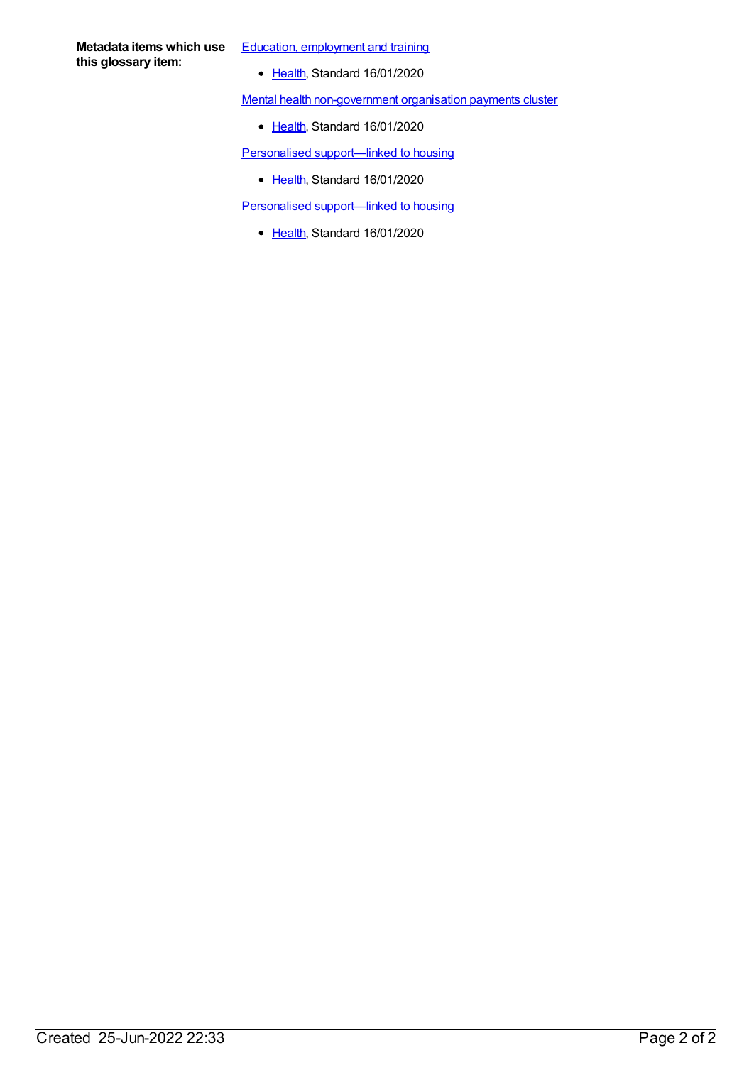**Metadata items which use this glossary item:**

Education, employment and training

- Health, Standard 16/01/2020

Mental health non-government organisation payments cluster

- Health, Standard 16/01/2020

Personalised support—linked to housing

- Health, Standard 16/01/2020

Personalised support—linked to housing

- Health, Standard 16/01/2020